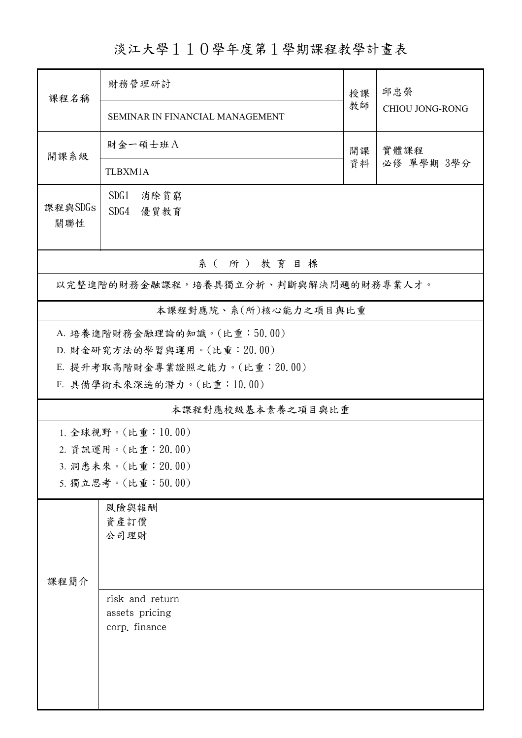# 淡江大學１１０學年度第１學期課程教學計畫表

| 課程名稱 | 財務管理研討 | 授課教師 | 邱忠榮 |
|---|---|---|---|
| | SEMINAR IN FINANCIAL MANAGEMENT | | CHIOU JONG-RONG |
| 開課系級 | 財金一碩士班Ａ | 開課資料 | 實體課程<br>必修 單學期 3學分 |
| | TLBXM1A | | |
| 課程與SDGs關聯性 | SDG1 消除貧窮<br>SDG4 優質教育 | | |

**系（所）教育目標**

以完整進階的財務金融課程，培養具獨立分析、判斷與解決問題的財務專業人才。

**本課程對應院、系(所)核心能力之項目與比重**

A. 培養進階財務金融理論的知識。(比重：50.00)
D. 財金研究方法的學習與運用。(比重：20.00)
E. 提升考取高階財金專業證照之能力。(比重：20.00)
F. 具備學術未來深造的潛力。(比重：10.00)

**本課程對應校級基本素養之項目與比重**

1. 全球視野。(比重：10.00)
2. 資訊運用。(比重：20.00)
3. 洞悉未來。(比重：20.00)
5. 獨立思考。(比重：50.00)

| 課程簡介 | 風險與報酬<br>資產訂價<br>公司理財 |
|---|---|
| | risk and return<br>assets pricing<br>corp. finance |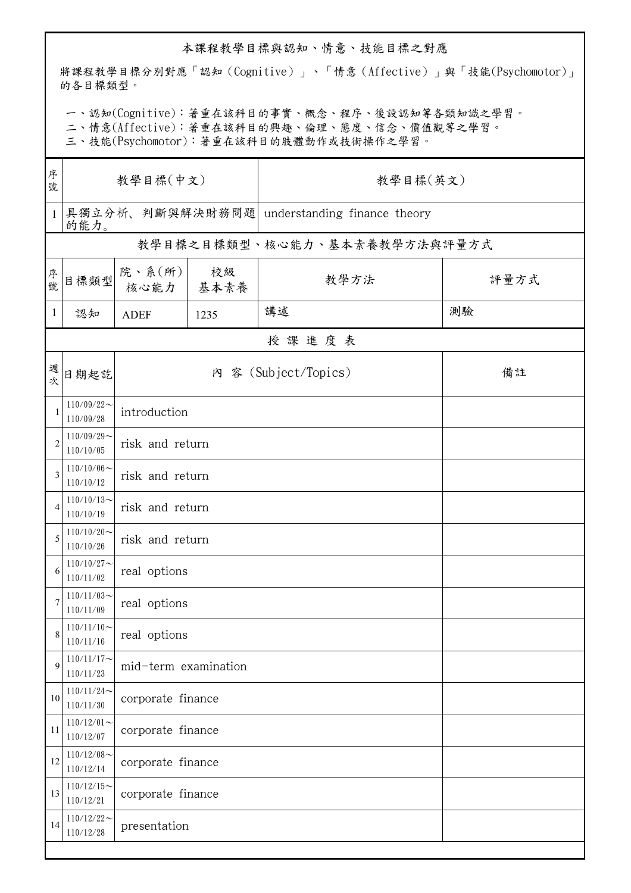## 本課程教學目標與認知、情意、技能目標之對應

將課程教學目標分別對應「認知（Cognitive）」、「情意（Affective）」與「技能(Psychomotor)」的各目標類型。

一、認知(Cognitive)：著重在該科目的事實、概念、程序、後設認知等各類知識之學習。
二、情意(Affective)：著重在該科目的興趣、倫理、態度、信念、價值觀等之學習。
三、技能(Psychomotor)：著重在該科目的肢體動作或技術操作之學習。

| 序號 | 教學目標(中文) | 教學目標(英文) |
|---|---|---|
| 1 | 具獨立分析、判斷與解決財務問題的能力。 | understanding finance theory |

### 教學目標之目標類型、核心能力、基本素養教學方法與評量方式

| 序號 | 目標類型 | 院、系(所)核心能力 | 校級基本素養 | 教學方法 | 評量方式 |
|---|---|---|---|---|---|
| 1 | 認知 | ADEF | 1235 | 講述 | 測驗 |

### 授 課 進 度 表

| 週次 | 日期起訖 | 內 容 (Subject/Topics) | 備註 |
|---|---|---|---|
| 1 | 110/09/22～110/09/28 | introduction | |
| 2 | 110/09/29～110/10/05 | risk and return | |
| 3 | 110/10/06～110/10/12 | risk and return | |
| 4 | 110/10/13～110/10/19 | risk and return | |
| 5 | 110/10/20～110/10/26 | risk and return | |
| 6 | 110/10/27～110/11/02 | real options | |
| 7 | 110/11/03～110/11/09 | real options | |
| 8 | 110/11/10～110/11/16 | real options | |
| 9 | 110/11/17～110/11/23 | mid-term examination | |
| 10 | 110/11/24～110/11/30 | corporate finance | |
| 11 | 110/12/01～110/12/07 | corporate finance | |
| 12 | 110/12/08～110/12/14 | corporate finance | |
| 13 | 110/12/15～110/12/21 | corporate finance | |
| 14 | 110/12/22～110/12/28 | presentation | |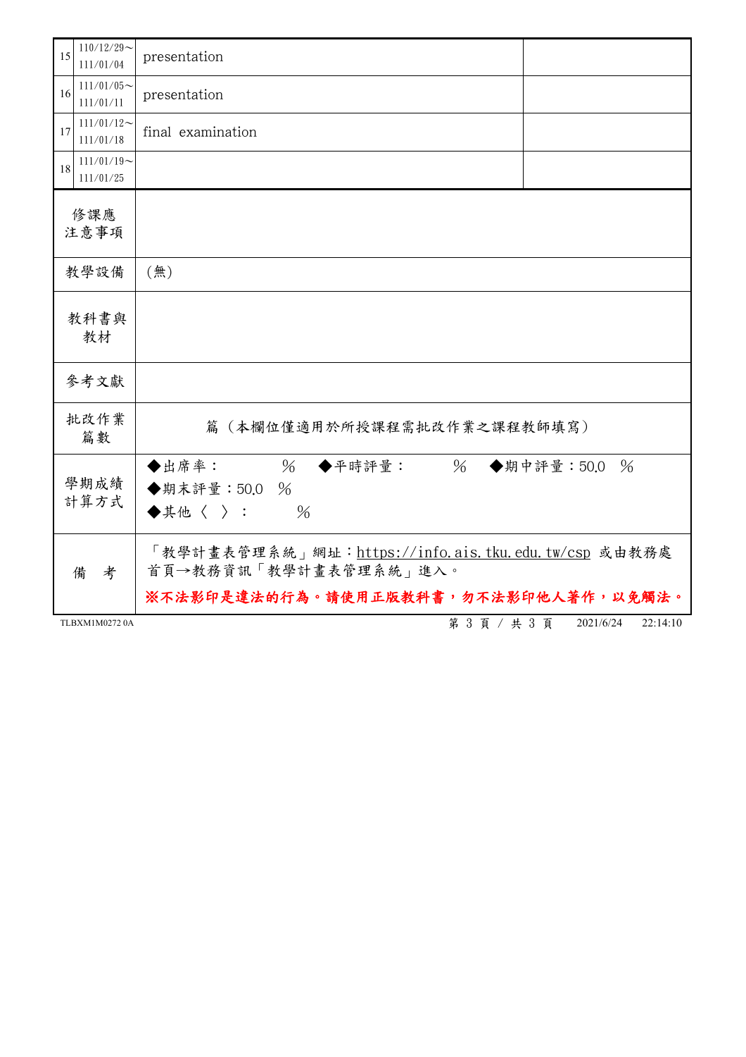| | | | |
|---|---|---|---|
| 15 | 110/12/29～<br>111/01/04 | presentation | |
| 16 | 111/01/05～<br>111/01/11 | presentation | |
| 17 | 111/01/12～<br>111/01/18 | final examination | |
| 18 | 111/01/19～<br>111/01/25 | | |

| | |
|---|---|
| 修課應注意事項 | |
| 教學設備 | (無) |
| 教科書與教材 | |
| 參考文獻 | |
| 批改作業篇數 | 篇（本欄位僅適用於所授課程需批改作業之課程教師填寫） |
| 學期成績計算方式 | ◆出席率：　　% ◆平時評量：　　% ◆期中評量：50.0 %<br>◆期末評量：50.0 %<br>◆其他〈 〉：　　% |
| 備　考 | 「教學計畫表管理系統」網址：https://info.ais.tku.edu.tw/csp 或由教務處首頁→教務資訊「教學計畫表管理系統」進入。<br>**※不法影印是違法的行為。請使用正版教科書，勿不法影印他人著作，以免觸法。** |

TLBXM1M0272 0A　　2021/6/24　22:14:10